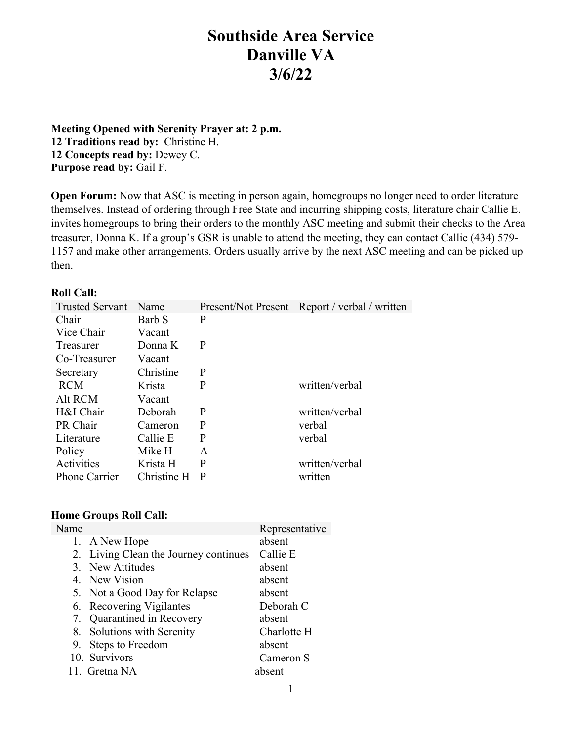# Southside Area Service
# Danville VA
# 3/6/22

**Meeting Opened with Serenity Prayer at: 2 p.m.**
**12 Traditions read by:** Christine H.
**12 Concepts read by:** Dewey C.
**Purpose read by:** Gail F.

**Open Forum:** Now that ASC is meeting in person again, homegroups no longer need to order literature themselves. Instead of ordering through Free State and incurring shipping costs, literature chair Callie E. invites homegroups to bring their orders to the monthly ASC meeting and submit their checks to the Area treasurer, Donna K. If a group's GSR is unable to attend the meeting, they can contact Callie (434) 579-1157 and make other arrangements. Orders usually arrive by the next ASC meeting and can be picked up then.

**Roll Call:**

| Trusted Servant | Name | Present/Not Present | Report / verbal / written |
|---|---|---|---|
| Chair | Barb S | P | |
| Vice Chair | Vacant | | |
| Treasurer | Donna K | P | |
| Co-Treasurer | Vacant | | |
| Secretary | Christine | P | |
| RCM | Krista | P | written/verbal |
| Alt RCM | Vacant | | |
| H&I Chair | Deborah | P | written/verbal |
| PR Chair | Cameron | P | verbal |
| Literature | Callie E | P | verbal |
| Policy | Mike H | A | |
| Activities | Krista H | P | written/verbal |
| Phone Carrier | Christine H | P | written |

**Home Groups Roll Call:**

| Name | Representative |
|---|---|
| 1. A New Hope | absent |
| 2. Living Clean the Journey continues | Callie E |
| 3. New Attitudes | absent |
| 4. New Vision | absent |
| 5. Not a Good Day for Relapse | absent |
| 6. Recovering Vigilantes | Deborah C |
| 7. Quarantined in Recovery | absent |
| 8. Solutions with Serenity | Charlotte H |
| 9. Steps to Freedom | absent |
| 10. Survivors | Cameron S |
| 11. Gretna NA | absent |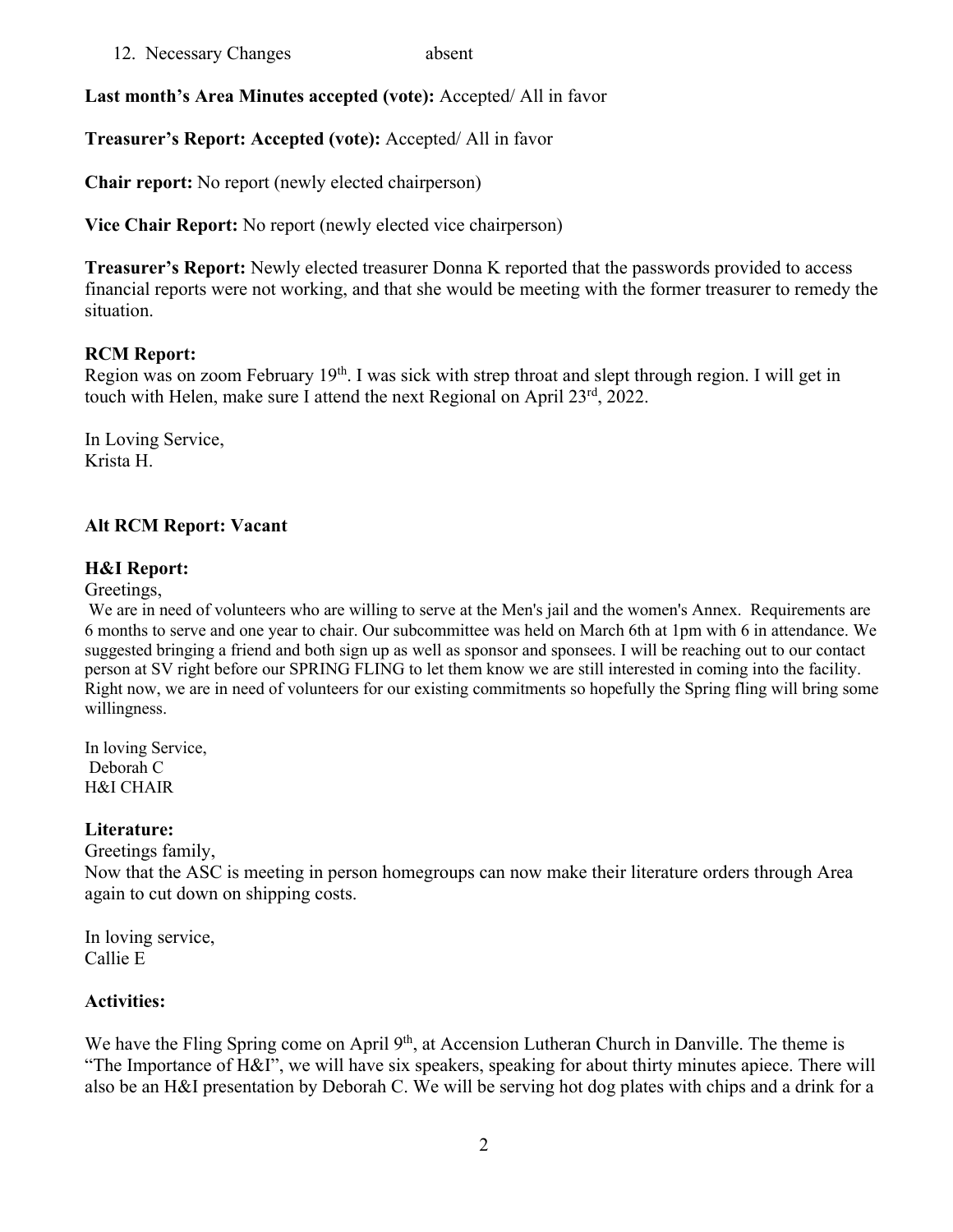12. Necessary Changes absent

**Last month's Area Minutes accepted (vote):** Accepted/ All in favor

**Treasurer's Report: Accepted (vote):** Accepted/ All in favor

**Chair report:** No report (newly elected chairperson)

**Vice Chair Report:** No report (newly elected vice chairperson)

**Treasurer's Report:** Newly elected treasurer Donna K reported that the passwords provided to access financial reports were not working, and that she would be meeting with the former treasurer to remedy the situation.

**RCM Report:**
Region was on zoom February 19th. I was sick with strep throat and slept through region. I will get in touch with Helen, make sure I attend the next Regional on April 23rd, 2022.

In Loving Service,
Krista H.

**Alt RCM Report: Vacant**

**H&I Report:**
Greetings,
We are in need of volunteers who are willing to serve at the Men's jail and the women's Annex. Requirements are 6 months to serve and one year to chair. Our subcommittee was held on March 6th at 1pm with 6 in attendance. We suggested bringing a friend and both sign up as well as sponsor and sponsees. I will be reaching out to our contact person at SV right before our SPRING FLING to let them know we are still interested in coming into the facility. Right now, we are in need of volunteers for our existing commitments so hopefully the Spring fling will bring some willingness.

In loving Service,
Deborah C
H&I CHAIR

**Literature:**
Greetings family,
Now that the ASC is meeting in person homegroups can now make their literature orders through Area again to cut down on shipping costs.

In loving service,
Callie E

**Activities:**

We have the Fling Spring come on April 9th, at Accension Lutheran Church in Danville. The theme is "The Importance of H&I", we will have six speakers, speaking for about thirty minutes apiece. There will also be an H&I presentation by Deborah C. We will be serving hot dog plates with chips and a drink for a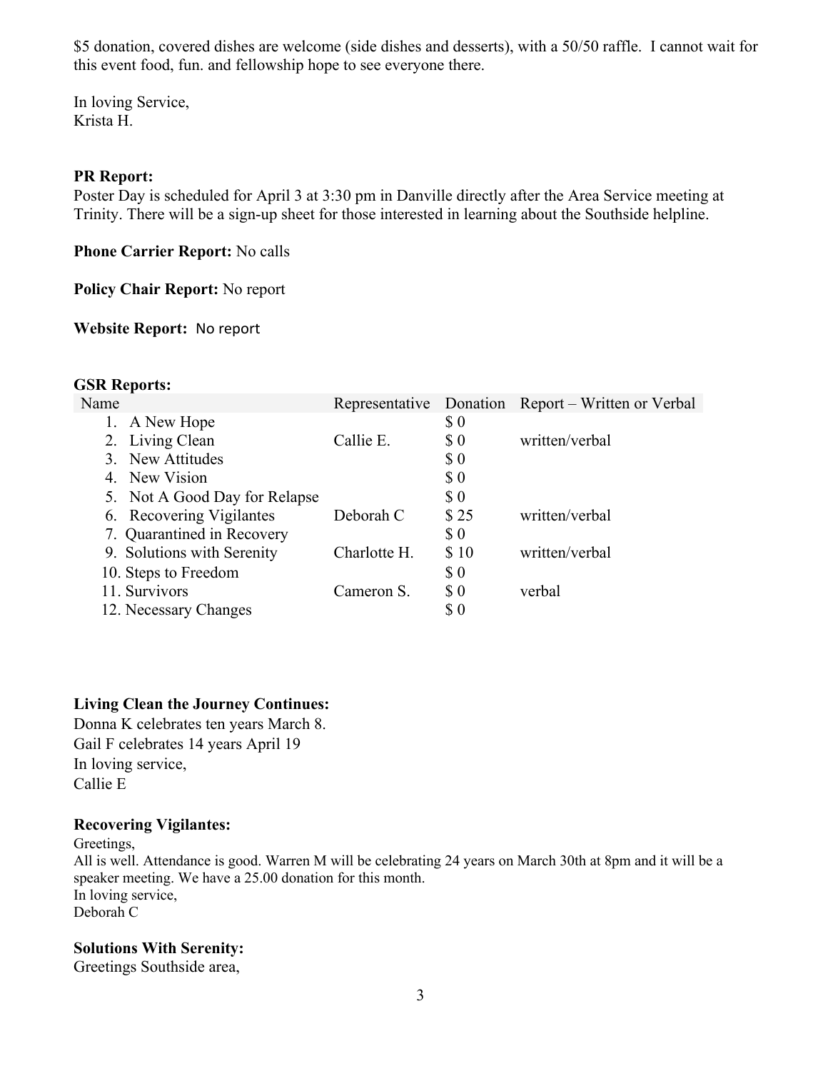$5 donation, covered dishes are welcome (side dishes and desserts), with a 50/50 raffle. I cannot wait for this event food, fun. and fellowship hope to see everyone there.

In loving Service,
Krista H.

**PR Report:**
Poster Day is scheduled for April 3 at 3:30 pm in Danville directly after the Area Service meeting at Trinity. There will be a sign-up sheet for those interested in learning about the Southside helpline.

**Phone Carrier Report:** No calls

**Policy Chair Report:** No report

**Website Report:** No report

**GSR Reports:**

| Name | Representative | Donation | Report – Written or Verbal |
|---|---|---|---|
| 1. A New Hope | | $ 0 | |
| 2. Living Clean | Callie E. | $ 0 | written/verbal |
| 3. New Attitudes | | $ 0 | |
| 4. New Vision | | $ 0 | |
| 5. Not A Good Day for Relapse | | $ 0 | |
| 6. Recovering Vigilantes | Deborah C | $ 25 | written/verbal |
| 7. Quarantined in Recovery | | $ 0 | |
| 9. Solutions with Serenity | Charlotte H. | $ 10 | written/verbal |
| 10. Steps to Freedom | | $ 0 | |
| 11. Survivors | Cameron S. | $ 0 | verbal |
| 12. Necessary Changes | | $ 0 | |

**Living Clean the Journey Continues:**
Donna K celebrates ten years March 8.
Gail F celebrates 14 years April 19
In loving service,
Callie E

**Recovering Vigilantes:**
Greetings,
All is well. Attendance is good. Warren M will be celebrating 24 years on March 30th at 8pm and it will be a speaker meeting. We have a 25.00 donation for this month.
In loving service,
Deborah C

**Solutions With Serenity:**
Greetings Southside area,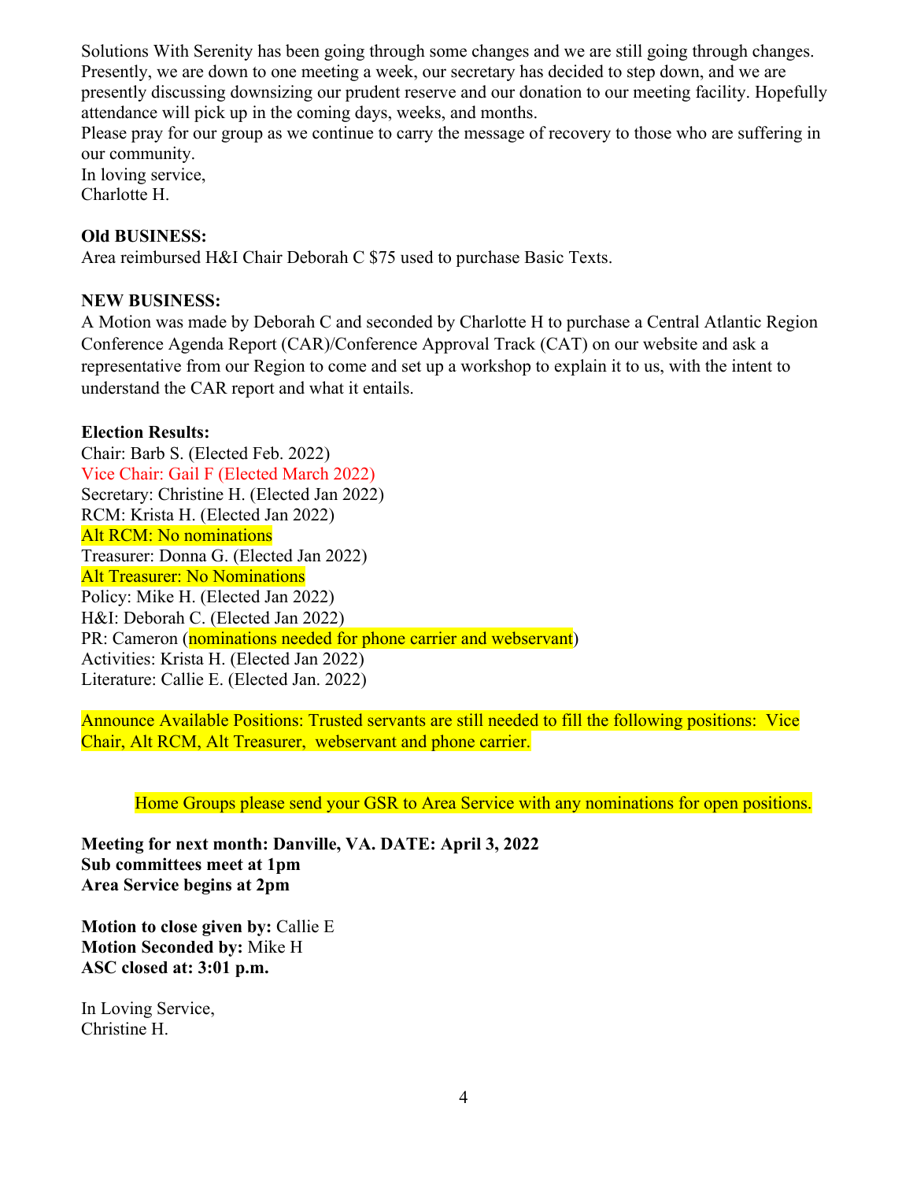Solutions With Serenity has been going through some changes and we are still going through changes. Presently, we are down to one meeting a week, our secretary has decided to step down, and we are presently discussing downsizing our prudent reserve and our donation to our meeting facility. Hopefully attendance will pick up in the coming days, weeks, and months.
Please pray for our group as we continue to carry the message of recovery to those who are suffering in our community.
In loving service,
Charlotte H.

**Old BUSINESS:**
Area reimbursed H&I Chair Deborah C $75 used to purchase Basic Texts.

**NEW BUSINESS:**
A Motion was made by Deborah C and seconded by Charlotte H to purchase a Central Atlantic Region Conference Agenda Report (CAR)/Conference Approval Track (CAT) on our website and ask a representative from our Region to come and set up a workshop to explain it to us, with the intent to understand the CAR report and what it entails.

**Election Results:**
Chair: Barb S. (Elected Feb. 2022)
Vice Chair: Gail F (Elected March 2022)
Secretary: Christine H. (Elected Jan 2022)
RCM: Krista H. (Elected Jan 2022)
Alt RCM: No nominations
Treasurer: Donna G. (Elected Jan 2022)
Alt Treasurer: No Nominations
Policy: Mike H. (Elected Jan 2022)
H&I: Deborah C. (Elected Jan 2022)
PR: Cameron (nominations needed for phone carrier and webservant)
Activities: Krista H. (Elected Jan 2022)
Literature: Callie E. (Elected Jan. 2022)

Announce Available Positions: Trusted servants are still needed to fill the following positions: Vice Chair, Alt RCM, Alt Treasurer, webservant and phone carrier.

Home Groups please send your GSR to Area Service with any nominations for open positions.

**Meeting for next month: Danville, VA. DATE: April 3, 2022**
**Sub committees meet at 1pm**
**Area Service begins at 2pm**

**Motion to close given by:** Callie E
**Motion Seconded by:** Mike H
**ASC closed at: 3:01 p.m.**

In Loving Service,
Christine H.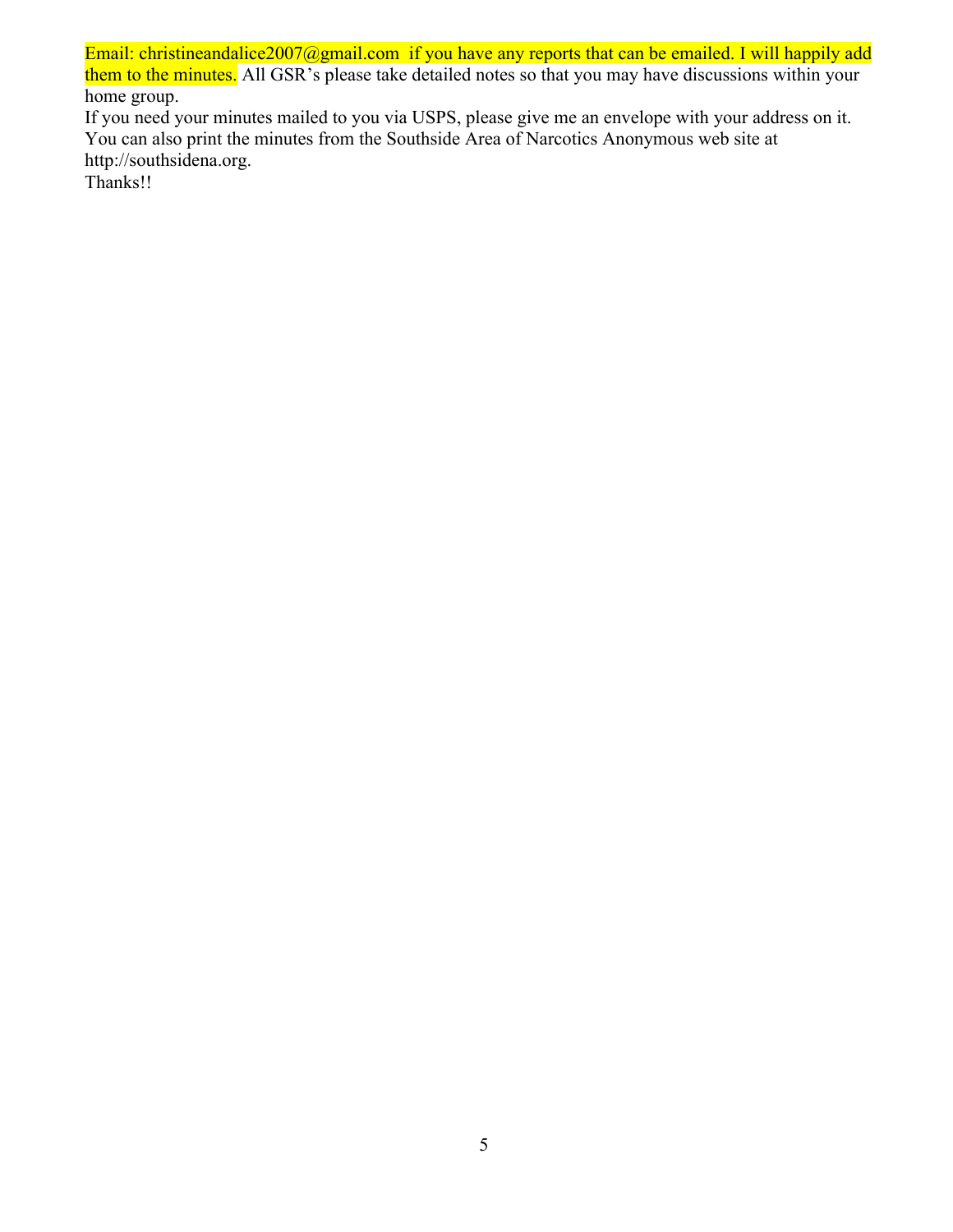Email: christineandalice2007@gmail.com if you have any reports that can be emailed. I will happily add them to the minutes. All GSR's please take detailed notes so that you may have discussions within your home group.
If you need your minutes mailed to you via USPS, please give me an envelope with your address on it.
You can also print the minutes from the Southside Area of Narcotics Anonymous web site at http://southsidena.org.
Thanks!!